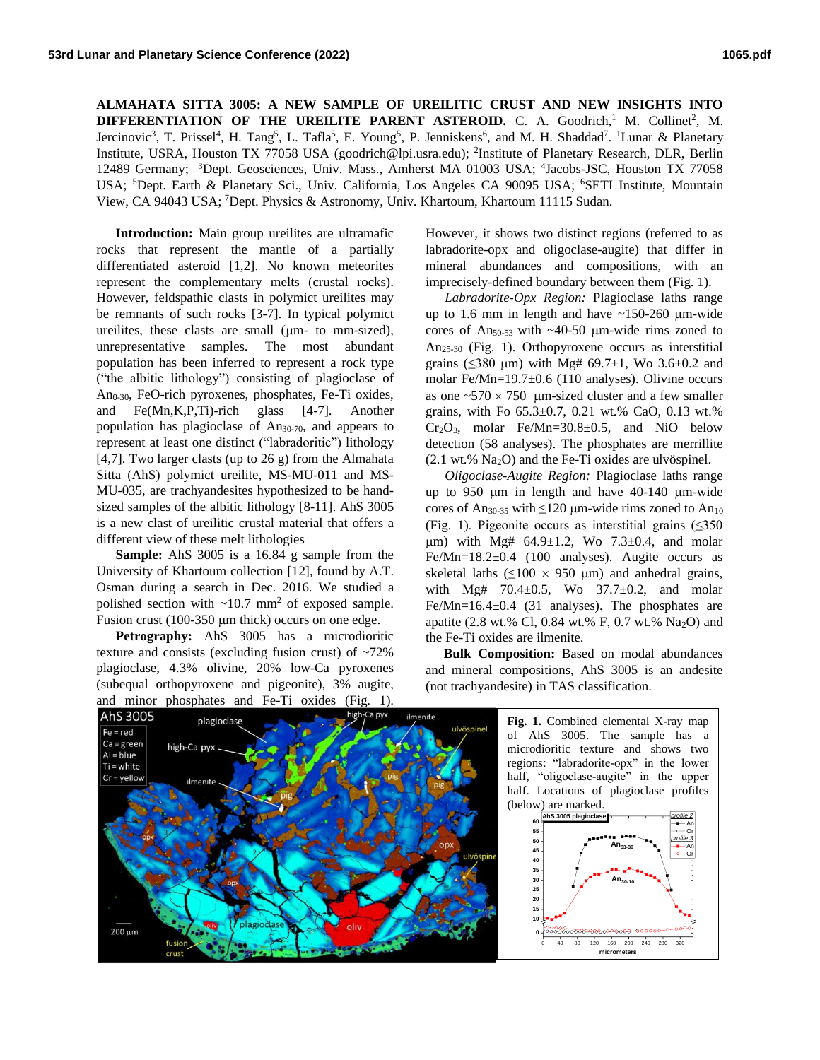**ALMAHATA SITTA 3005: A NEW SAMPLE OF UREILITIC CRUST AND NEW INSIGHTS INTO DIFFERENTIATION OF THE UREILITE PARENT ASTEROID.** C. A. Goodrich,[1] M. Collinet[2], M. Jercinovic[3], T. Prissel[4], H. Tang[5], L. Tafla[5], E. Young[5], P. Jenniskens[6], and M. H. Shaddad[7]. [1]Lunar & Planetary Institute, USRA, Houston TX 77058 USA (goodrich@lpi.usra.edu); [2]Institute of Planetary Research, DLR, Berlin 12489 Germany; [3]Dept. Geosciences, Univ. Mass., Amherst MA 01003 USA; [4]Jacobs-JSC, Houston TX 77058 USA; [5]Dept. Earth & Planetary Sci., Univ. California, Los Angeles CA 90095 USA; [6]SETI Institute, Mountain View, CA 94043 USA; [7]Dept. Physics & Astronomy, Univ. Khartoum, Khartoum 11115 Sudan.

**Introduction:** Main group ureilites are ultramafic rocks that represent the mantle of a partially differentiated asteroid [1,2]. No known meteorites represent the complementary melts (crustal rocks). However, feldspathic clasts in polymict ureilites may be remnants of such rocks [3-7]. In typical polymict ureilites, these clasts are small (μm- to mm-sized), unrepresentative samples. The most abundant population has been inferred to represent a rock type ("the albitic lithology") consisting of plagioclase of $An_{0-30}$, FeO-rich pyroxenes, phosphates, Fe-Ti oxides, and Fe(Mn,K,P,Ti)-rich glass [4-7]. Another population has plagioclase of $An_{30-70}$, and appears to represent at least one distinct ("labradoritic") lithology [4,7]. Two larger clasts (up to 26 g) from the Almahata Sitta (AhS) polymict ureilite, MS-MU-011 and MS-MU-035, are trachyandesites hypothesized to be hand-sized samples of the albitic lithology [8-11]. AhS 3005 is a new clast of ureilitic crustal material that offers a different view of these melt lithologies

**Sample:** AhS 3005 is a 16.84 g sample from the University of Khartoum collection [12], found by A.T. Osman during a search in Dec. 2016. We studied a polished section with ~10.7 $mm^2$ of exposed sample. Fusion crust (100-350 μm thick) occurs on one edge.

**Petrography:** AhS 3005 has a microdioritic texture and consists (excluding fusion crust) of ~72% plagioclase, 4.3% olivine, 20% low-Ca pyroxenes (subequal orthopyroxene and pigeonite), 3% augite, and minor phosphates and Fe-Ti oxides (Fig. 1). However, it shows two distinct regions (referred to as labradorite-opx and oligoclase-augite) that differ in mineral abundances and compositions, with an imprecisely-defined boundary between them (Fig. 1).

*Labradorite-Opx Region:* Plagioclase laths range up to 1.6 mm in length and have ~150-260 μm-wide cores of $An_{50-53}$ with ~40-50 μm-wide rims zoned to $An_{25-30}$ (Fig. 1). Orthopyroxene occurs as interstitial grains (≤380 μm) with Mg# 69.7±1, Wo 3.6±0.2 and molar Fe/Mn=19.7±0.6 (110 analyses). Olivine occurs as one ~570 × 750 μm-sized cluster and a few smaller grains, with Fo 65.3±0.7, 0.21 wt.% CaO, 0.13 wt.% $Cr_2O_3$, molar Fe/Mn=30.8±0.5, and NiO below detection (58 analyses). The phosphates are merrillite (2.1 wt.% $Na_2O$) and the Fe-Ti oxides are ulvöspinel.

*Oligoclase-Augite Region:* Plagioclase laths range up to 950 μm in length and have 40-140 μm-wide cores of $An_{30-35}$ with ≤120 μm-wide rims zoned to $An_{10}$ (Fig. 1). Pigeonite occurs as interstitial grains (≤350 μm) with Mg# 64.9±1.2, Wo 7.3±0.4, and molar Fe/Mn=18.2±0.4 (100 analyses). Augite occurs as skeletal laths (≤100 × 950 μm) and anhedral grains, with Mg# 70.4±0.5, Wo 37.7±0.2, and molar Fe/Mn=16.4±0.4 (31 analyses). The phosphates are apatite (2.8 wt.% Cl, 0.84 wt.% F, 0.7 wt.% $Na_2O$) and the Fe-Ti oxides are ilmenite.

**Bulk Composition:** Based on modal abundances and mineral compositions, AhS 3005 is an andesite (not trachyandesite) in TAS classification.

**Fig. 1.** Combined elemental X-ray map of AhS 3005. The sample has a microdioritic texture and shows two regions: "labradorite-opx" in the lower half, "oligoclase-augite" in the upper half. Locations of plagioclase profiles (below) are marked.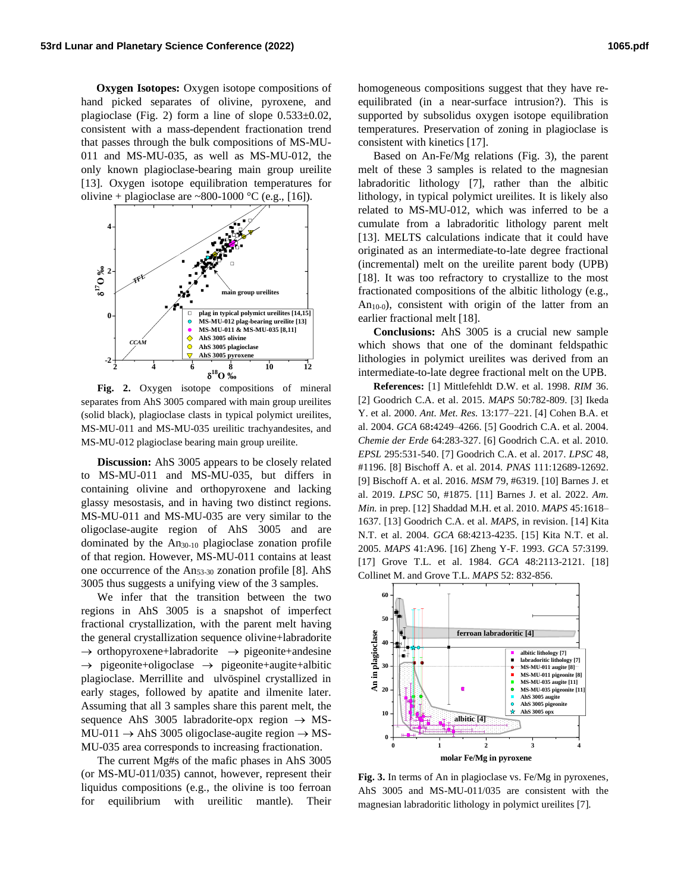**Oxygen Isotopes:** Oxygen isotope compositions of hand picked separates of olivine, pyroxene, and plagioclase (Fig. 2) form a line of slope 0.533±0.02, consistent with a mass-dependent fractionation trend that passes through the bulk compositions of MS-MU-011 and MS-MU-035, as well as MS-MU-012, the only known plagioclase-bearing main group ureilite [13]. Oxygen isotope equilibration temperatures for olivine + plagioclase are ~800-1000 °C (e.g., [16]).

$\delta^{17}$O ‰

$\delta^{18}$O ‰

4
2
0
-2
2
4
6
8
10
12

TFL

CCAM

main group ureilites

plag in typical polymict ureilites [14,15]
MS-MU-012 plag-bearing ureilite [13]
MS-MU-011 & MS-MU-035 [8,11]
AhS 3005 olivine
AhS 3005 plagioclase
AhS 3005 pyroxene

**Fig. 2.** Oxygen isotope compositions of mineral separates from AhS 3005 compared with main group ureilites (solid black), plagioclase clasts in typical polymict ureilites, MS-MU-011 and MS-MU-035 ureilitic trachyandesites, and MS-MU-012 plagioclase bearing main group ureilite.

**Discussion:** AhS 3005 appears to be closely related to MS-MU-011 and MS-MU-035, but differs in containing olivine and orthopyroxene and lacking glassy mesostasis, and in having two distinct regions. MS-MU-011 and MS-MU-035 are very similar to the oligoclase-augite region of AhS 3005 and are dominated by the $An_{30-10}$ plagioclase zonation profile of that region. However, MS-MU-011 contains at least one occurrence of the $An_{53-30}$ zonation profile [8]. AhS 3005 thus suggests a unifying view of the 3 samples.

We infer that the transition between the two regions in AhS 3005 is a snapshot of imperfect fractional crystallization, with the parent melt having the general crystallization sequence olivine+labradorite → orthopyroxene+labradorite → pigeonite+andesine → pigeonite+oligoclase → pigeonite+augite+albitic plagioclase. Merrillite and ulvöspinel crystallized in early stages, followed by apatite and ilmenite later. Assuming that all 3 samples share this parent melt, the sequence AhS 3005 labradorite-opx region → MS-MU-011 → AhS 3005 oligoclase-augite region → MS-MU-035 area corresponds to increasing fractionation.

The current Mg#s of the mafic phases in AhS 3005 (or MS-MU-011/035) cannot, however, represent their liquidus compositions (e.g., the olivine is too ferroan for equilibrium with ureilitic mantle). Their homogeneous compositions suggest that they have re-equilibrated (in a near-surface intrusion?). This is supported by subsolidus oxygen isotope equilibration temperatures. Preservation of zoning in plagioclase is consistent with kinetics [17].

Based on An-Fe/Mg relations (Fig. 3), the parent melt of these 3 samples is related to the magnesian labradoritic lithology [7], rather than the albitic lithology, in typical polymict ureilites. It is likely also related to MS-MU-012, which was inferred to be a cumulate from a labradoritic lithology parent melt [13]. MELTS calculations indicate that it could have originated as an intermediate-to-late degree fractional (incremental) melt on the ureilite parent body (UPB) [18]. It was too refractory to crystallize to the most fractionated compositions of the albitic lithology (e.g., $An_{10-0}$), consistent with origin of the latter from an earlier fractional melt [18].

**Conclusions:** AhS 3005 is a crucial new sample which shows that one of the dominant feldspathic lithologies in polymict ureilites was derived from an intermediate-to-late degree fractional melt on the UPB.

**References:** [1] Mittlefehldt D.W. et al. 1998. *RIM* 36. [2] Goodrich C.A. et al. 2015. *MAPS* 50:782-809. [3] Ikeda Y. et al. 2000. *Ant. Met. Res.* 13:177–221. [4] Cohen B.A. et al. 2004. *GCA* 68**:**4249–4266. [5] Goodrich C.A. et al. 2004. *Chemie der Erde* 64:283-327. [6] Goodrich C.A. et al. 2010. *EPSL* 295:531-540. [7] Goodrich C.A. et al. 2017. *LPSC* 48, #1196. [8] Bischoff A. et al. 2014. *PNAS* 111:12689-12692. [9] Bischoff A. et al. 2016. *MSM* 79, #6319. [10] Barnes J. et al. 2019. *LPSC* 50, #1875. [11] Barnes J. et al. 2022. *Am. Min.* in prep. [12] Shaddad M.H. et al. 2010. *MAPS* 45:1618–1637. [13] Goodrich C.A. et al. *MAPS*, in revision. [14] Kita N.T. et al. 2004. *GCA* 68:4213-4235. [15] Kita N.T. et al. 2005. *MAPS* 41:A96. [16] Zheng Y-F. 1993. *GCA* 57:3199. [17] Grove T.L. et al. 1984. *GCA* 48:2113-2121. [18] Collinet M. and Grove T.L. *MAPS* 52: 832-856.

An in plagioclase

molar Fe/Mg in pyroxene

60
50
40
30
20
10
0
0
1
2
3
4

ferroan labradoritic [4]

albitic [4]

albitic lithology [7]
labradoritic lithology [7]
MS-MU-011 augite [8]
MS-MU-011 pigeonite [8]
MS-MU-035 augite [11]
MS-MU-035 pigeonite [11]
AhS 3005 augite
AhS 3005 pigeonite
AhS 3005 opx

**Fig. 3.** In terms of An in plagioclase vs. Fe/Mg in pyroxenes, AhS 3005 and MS-MU-011/035 are consistent with the magnesian labradoritic lithology in polymict ureilites [7].